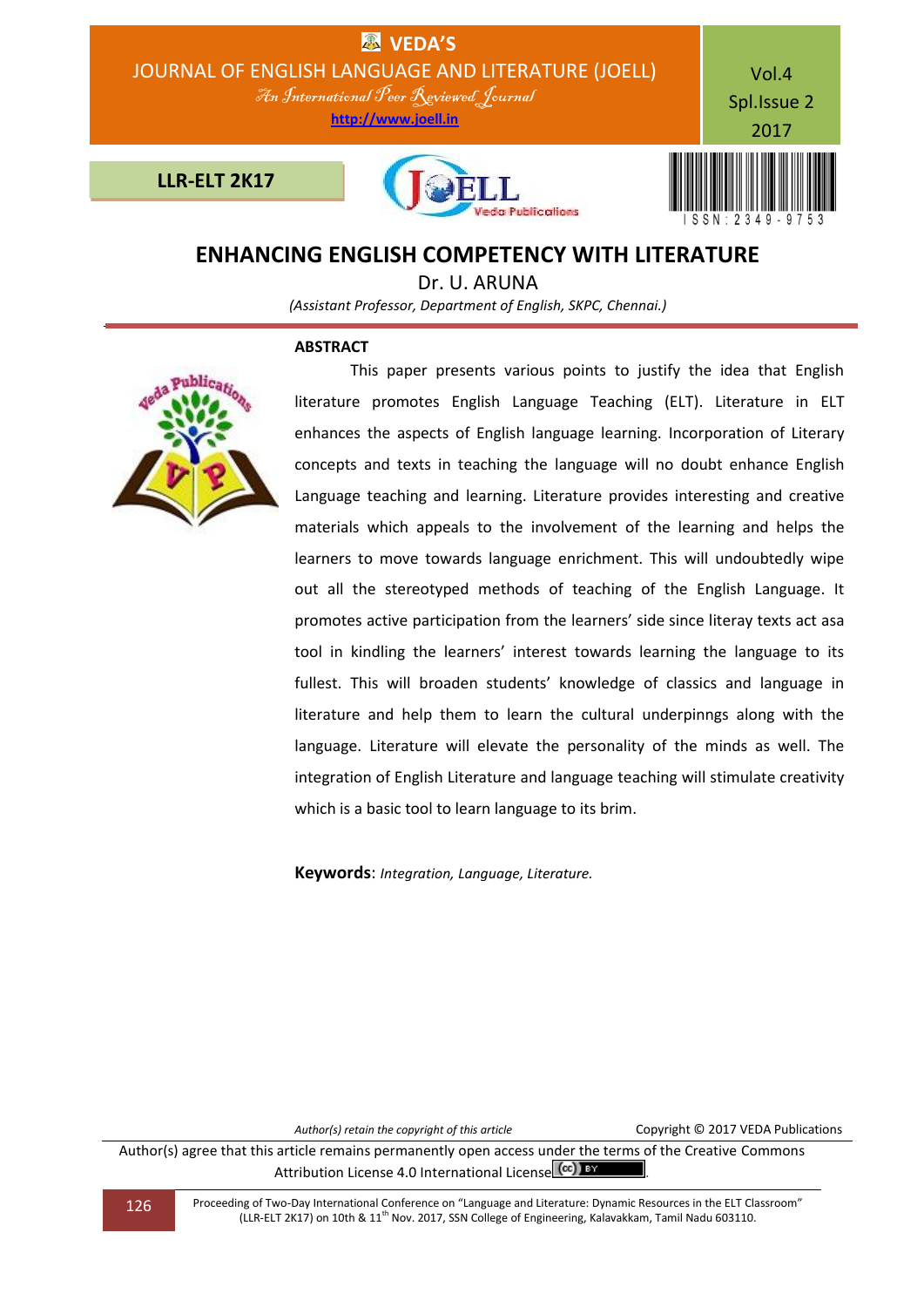# ENHANCING ENGLISH COMPETENCY WITH LITERATURE

Dr. U. ARUNA

*(Assistant Professor, Department of English, SKPC, Chennai.)*

## ABSTRACT

This paper presents various points to justify the idea that English literature promotes English Language Teaching (ELT). Literature in ELT enhances the aspects of English language learning. Incorporation of Literary concepts and texts in teaching the language will no doubt enhance English Language teaching and learning. Literature provides interesting and creative materials which appeals to the involvement of the learning and helps the learners to move towards language enrichment. This will undoubtedly wipe out all the stereotyped methods of teaching of the English Language. It promotes active participation from the learners' side since literay texts act asa tool in kindling the learners' interest towards learning the language to its fullest. This will broaden students' knowledge of classics and language in literature and help them to learn the cultural underpinngs along with the language. Literature will elevate the personality of the minds as well. The integration of English Literature and language teaching will stimulate creativity which is a basic tool to learn language to its brim.

**Keywords**: *Integration, Language, Literature.*

*Author(s) retain the copyright of this article* Copyright © 2017 VEDA Publications

Author(s) agree that this article remains permanently open access under the terms of the Creative Commons Attribution License 4.0 International License.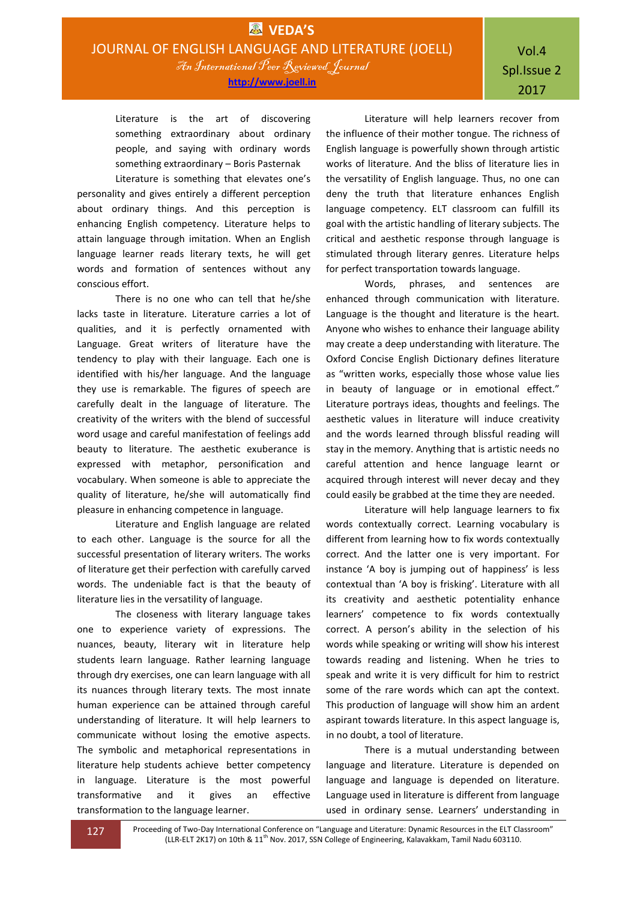> Literature is the art of discovering something extraordinary about ordinary people, and saying with ordinary words something extraordinary – Boris Pasternak

Literature is something that elevates one's personality and gives entirely a different perception about ordinary things. And this perception is enhancing English competency. Literature helps to attain language through imitation. When an English language learner reads literary texts, he will get words and formation of sentences without any conscious effort.

There is no one who can tell that he/she lacks taste in literature. Literature carries a lot of qualities, and it is perfectly ornamented with Language. Great writers of literature have the tendency to play with their language. Each one is identified with his/her language. And the language they use is remarkable. The figures of speech are carefully dealt in the language of literature. The creativity of the writers with the blend of successful word usage and careful manifestation of feelings add beauty to literature. The aesthetic exuberance is expressed with metaphor, personification and vocabulary. When someone is able to appreciate the quality of literature, he/she will automatically find pleasure in enhancing competence in language.

Literature and English language are related to each other. Language is the source for all the successful presentation of literary writers. The works of literature get their perfection with carefully carved words. The undeniable fact is that the beauty of literature lies in the versatility of language.

The closeness with literary language takes one to experience variety of expressions. The nuances, beauty, literary wit in literature help students learn language. Rather learning language through dry exercises, one can learn language with all its nuances through literary texts. The most innate human experience can be attained through careful understanding of literature. It will help learners to communicate without losing the emotive aspects. The symbolic and metaphorical representations in literature help students achieve better competency in language. Literature is the most powerful transformative and it gives an effective transformation to the language learner.

Literature will help learners recover from the influence of their mother tongue. The richness of English language is powerfully shown through artistic works of literature. And the bliss of literature lies in the versatility of English language. Thus, no one can deny the truth that literature enhances English language competency. ELT classroom can fulfill its goal with the artistic handling of literary subjects. The critical and aesthetic response through language is stimulated through literary genres. Literature helps for perfect transportation towards language.

Words, phrases, and sentences are enhanced through communication with literature. Language is the thought and literature is the heart. Anyone who wishes to enhance their language ability may create a deep understanding with literature. The Oxford Concise English Dictionary defines literature as "written works, especially those whose value lies in beauty of language or in emotional effect." Literature portrays ideas, thoughts and feelings. The aesthetic values in literature will induce creativity and the words learned through blissful reading will stay in the memory. Anything that is artistic needs no careful attention and hence language learnt or acquired through interest will never decay and they could easily be grabbed at the time they are needed.

Literature will help language learners to fix words contextually correct. Learning vocabulary is different from learning how to fix words contextually correct. And the latter one is very important. For instance 'A boy is jumping out of happiness' is less contextual than 'A boy is frisking'. Literature with all its creativity and aesthetic potentiality enhance learners' competence to fix words contextually correct. A person's ability in the selection of his words while speaking or writing will show his interest towards reading and listening. When he tries to speak and write it is very difficult for him to restrict some of the rare words which can apt the context. This production of language will show him an ardent aspirant towards literature. In this aspect language is, in no doubt, a tool of literature.

There is a mutual understanding between language and literature. Literature is depended on language and language is depended on literature. Language used in literature is different from language used in ordinary sense. Learners' understanding in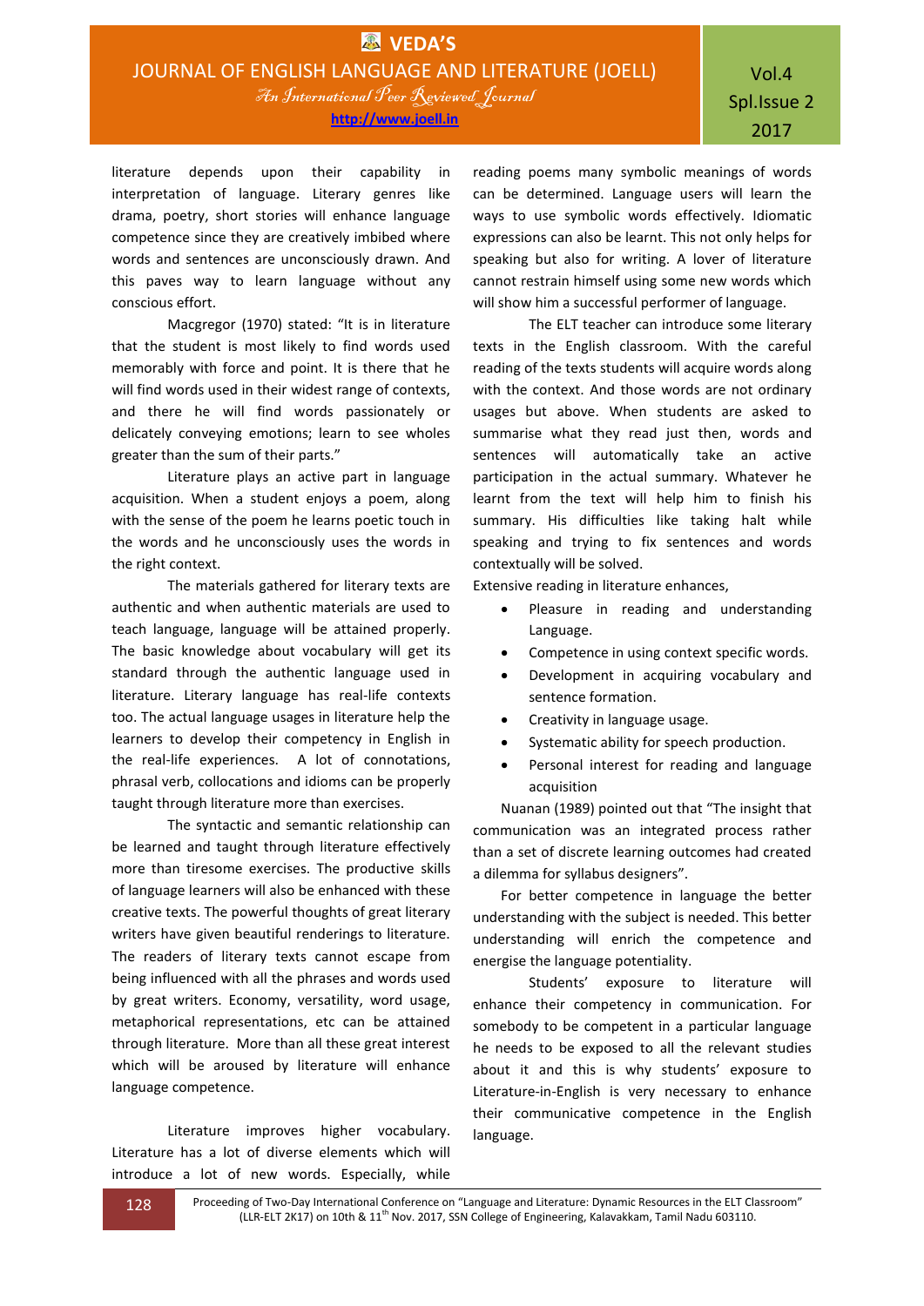literature depends upon their capability in interpretation of language. Literary genres like drama, poetry, short stories will enhance language competence since they are creatively imbibed where words and sentences are unconsciously drawn. And this paves way to learn language without any conscious effort.

Macgregor (1970) stated: "It is in literature that the student is most likely to find words used memorably with force and point. It is there that he will find words used in their widest range of contexts, and there he will find words passionately or delicately conveying emotions; learn to see wholes greater than the sum of their parts."

Literature plays an active part in language acquisition. When a student enjoys a poem, along with the sense of the poem he learns poetic touch in the words and he unconsciously uses the words in the right context.

The materials gathered for literary texts are authentic and when authentic materials are used to teach language, language will be attained properly. The basic knowledge about vocabulary will get its standard through the authentic language used in literature. Literary language has real-life contexts too. The actual language usages in literature help the learners to develop their competency in English in the real-life experiences. A lot of connotations, phrasal verb, collocations and idioms can be properly taught through literature more than exercises.

The syntactic and semantic relationship can be learned and taught through literature effectively more than tiresome exercises. The productive skills of language learners will also be enhanced with these creative texts. The powerful thoughts of great literary writers have given beautiful renderings to literature. The readers of literary texts cannot escape from being influenced with all the phrases and words used by great writers. Economy, versatility, word usage, metaphorical representations, etc can be attained through literature. More than all these great interest which will be aroused by literature will enhance language competence.

Literature improves higher vocabulary. Literature has a lot of diverse elements which will introduce a lot of new words. Especially, while reading poems many symbolic meanings of words can be determined. Language users will learn the ways to use symbolic words effectively. Idiomatic expressions can also be learnt. This not only helps for speaking but also for writing. A lover of literature cannot restrain himself using some new words which will show him a successful performer of language.

The ELT teacher can introduce some literary texts in the English classroom. With the careful reading of the texts students will acquire words along with the context. And those words are not ordinary usages but above. When students are asked to summarise what they read just then, words and sentences will automatically take an active participation in the actual summary. Whatever he learnt from the text will help him to finish his summary. His difficulties like taking halt while speaking and trying to fix sentences and words contextually will be solved.

Extensive reading in literature enhances,

- Pleasure in reading and understanding Language.
- Competence in using context specific words.
- Development in acquiring vocabulary and sentence formation.
- Creativity in language usage.
- Systematic ability for speech production.
- Personal interest for reading and language acquisition

Nuanan (1989) pointed out that "The insight that communication was an integrated process rather than a set of discrete learning outcomes had created a dilemma for syllabus designers".

For better competence in language the better understanding with the subject is needed. This better understanding will enrich the competence and energise the language potentiality.

Students' exposure to literature will enhance their competency in communication. For somebody to be competent in a particular language he needs to be exposed to all the relevant studies about it and this is why students' exposure to Literature-in-English is very necessary to enhance their communicative competence in the English language.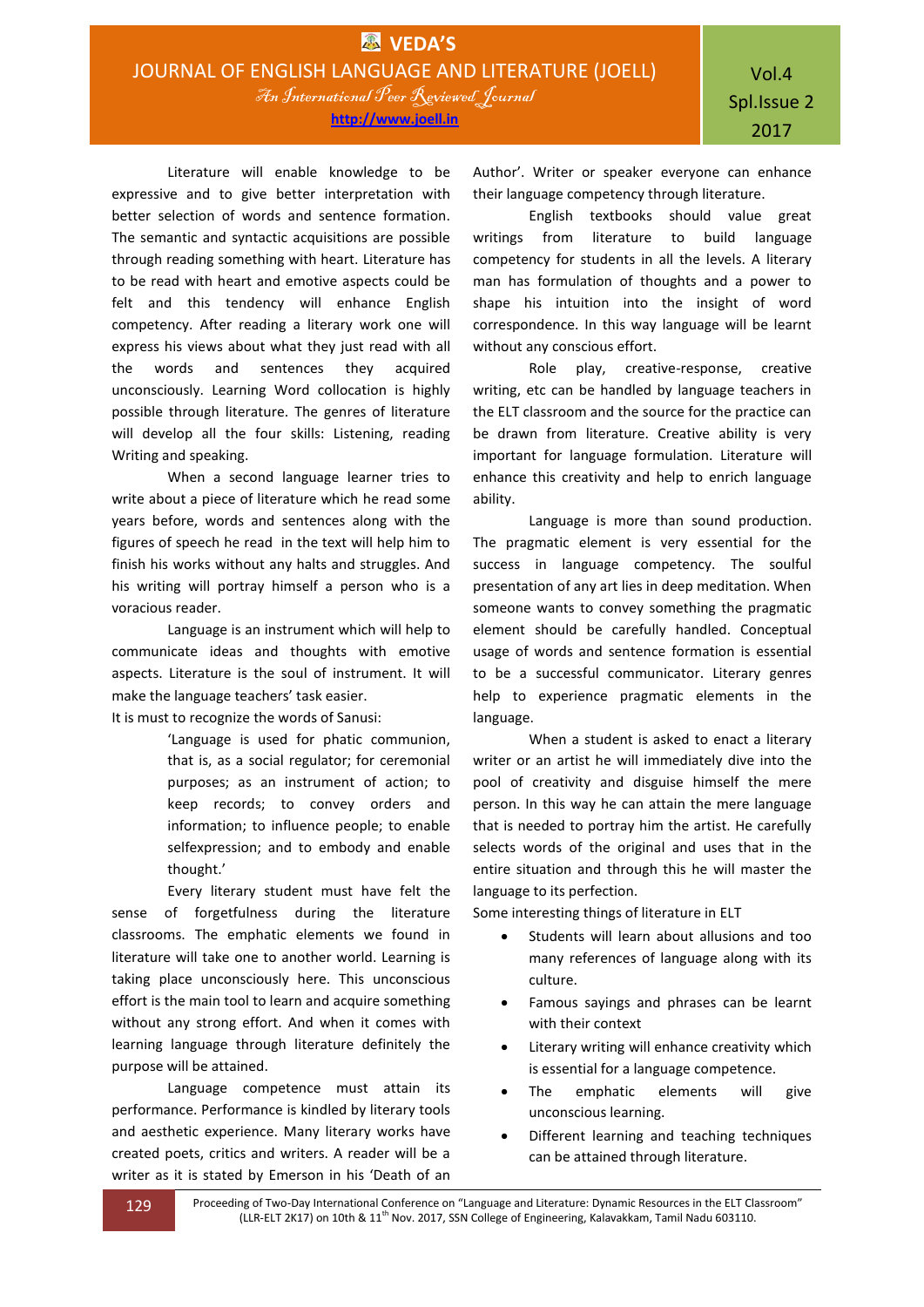Literature will enable knowledge to be expressive and to give better interpretation with better selection of words and sentence formation. The semantic and syntactic acquisitions are possible through reading something with heart. Literature has to be read with heart and emotive aspects could be felt and this tendency will enhance English competency. After reading a literary work one will express his views about what they just read with all the words and sentences they acquired unconsciously. Learning Word collocation is highly possible through literature. The genres of literature will develop all the four skills: Listening, reading Writing and speaking.

When a second language learner tries to write about a piece of literature which he read some years before, words and sentences along with the figures of speech he read in the text will help him to finish his works without any halts and struggles. And his writing will portray himself a person who is a voracious reader.

Language is an instrument which will help to communicate ideas and thoughts with emotive aspects. Literature is the soul of instrument. It will make the language teachers' task easier.

It is must to recognize the words of Sanusi:

> 'Language is used for phatic communion, that is, as a social regulator; for ceremonial purposes; as an instrument of action; to keep records; to convey orders and information; to influence people; to enable selfexpression; and to embody and enable thought.'

Every literary student must have felt the sense of forgetfulness during the literature classrooms. The emphatic elements we found in literature will take one to another world. Learning is taking place unconsciously here. This unconscious effort is the main tool to learn and acquire something without any strong effort. And when it comes with learning language through literature definitely the purpose will be attained.

Language competence must attain its performance. Performance is kindled by literary tools and aesthetic experience. Many literary works have created poets, critics and writers. A reader will be a writer as it is stated by Emerson in his 'Death of an Author'. Writer or speaker everyone can enhance their language competency through literature.

English textbooks should value great writings from literature to build language competency for students in all the levels. A literary man has formulation of thoughts and a power to shape his intuition into the insight of word correspondence. In this way language will be learnt without any conscious effort.

Role play, creative-response, creative writing, etc can be handled by language teachers in the ELT classroom and the source for the practice can be drawn from literature. Creative ability is very important for language formulation. Literature will enhance this creativity and help to enrich language ability.

Language is more than sound production. The pragmatic element is very essential for the success in language competency. The soulful presentation of any art lies in deep meditation. When someone wants to convey something the pragmatic element should be carefully handled. Conceptual usage of words and sentence formation is essential to be a successful communicator. Literary genres help to experience pragmatic elements in the language.

When a student is asked to enact a literary writer or an artist he will immediately dive into the pool of creativity and disguise himself the mere person. In this way he can attain the mere language that is needed to portray him the artist. He carefully selects words of the original and uses that in the entire situation and through this he will master the language to its perfection.

Some interesting things of literature in ELT

- Students will learn about allusions and too many references of language along with its culture.
- Famous sayings and phrases can be learnt with their context
- Literary writing will enhance creativity which is essential for a language competence.
- The emphatic elements will give unconscious learning.
- Different learning and teaching techniques can be attained through literature.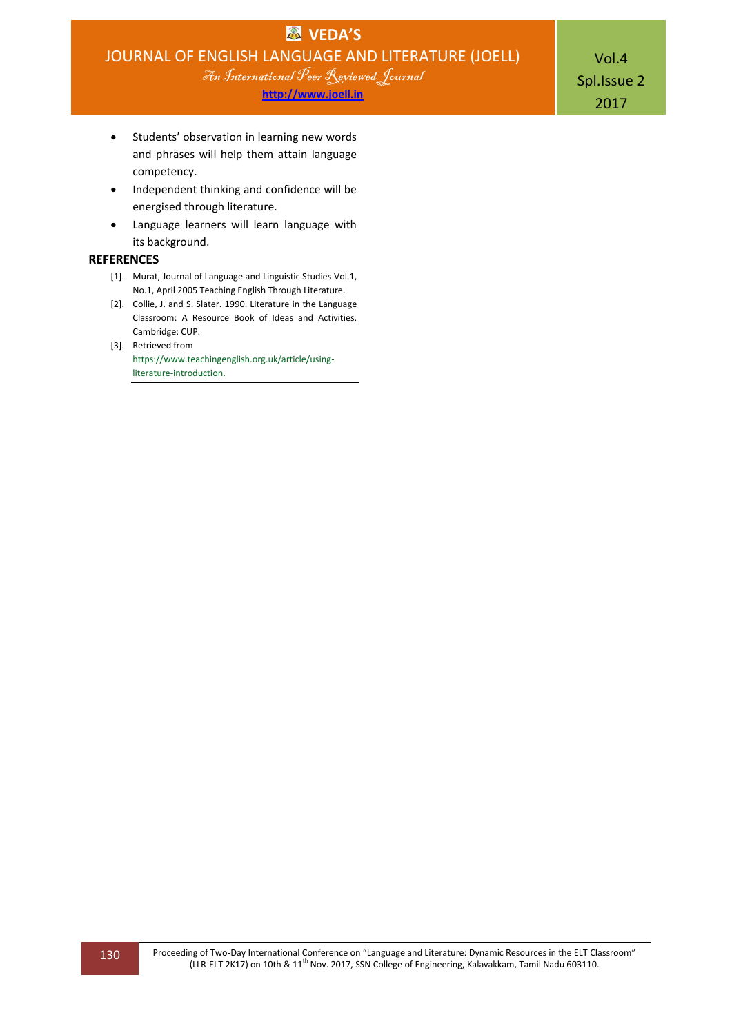- Students' observation in learning new words and phrases will help them attain language competency.
- Independent thinking and confidence will be energised through literature.
- Language learners will learn language with its background.

## REFERENCES

[1]. Murat, Journal of Language and Linguistic Studies Vol.1, No.1, April 2005 Teaching English Through Literature.

[2]. Collie, J. and S. Slater. 1990. Literature in the Language Classroom: A Resource Book of Ideas and Activities. Cambridge: CUP.

[3]. Retrieved from https://www.teachingenglish.org.uk/article/using-literature-introduction.